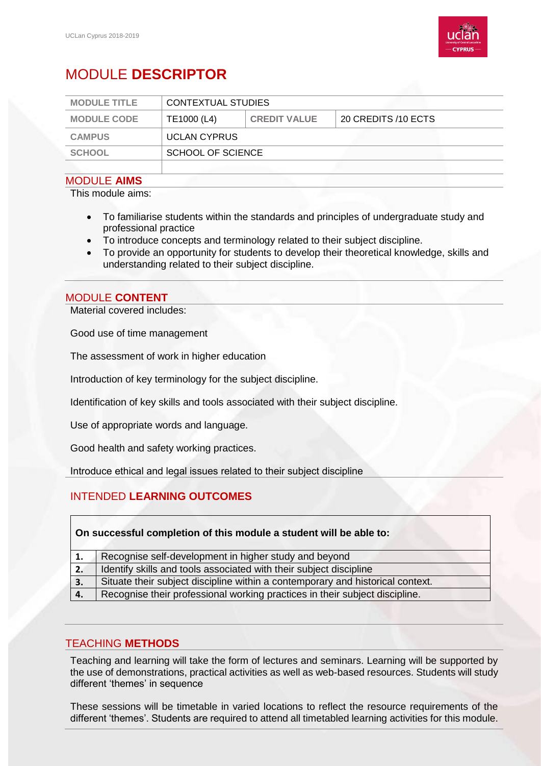# MODULE **DESCRIPTOR**

| MODULE TITLE | CONTEXTUAL STUDIES | | |
|---|---|---|---|
| MODULE CODE | TE1000 (L4) | CREDIT VALUE | 20 CREDITS /10 ECTS |
| CAMPUS | UCLAN CYPRUS | | |
| SCHOOL | SCHOOL OF SCIENCE | | |
| | | | |

## MODULE **AIMS**

This module aims:

- To familiarise students within the standards and principles of undergraduate study and professional practice
- To introduce concepts and terminology related to their subject discipline.
- To provide an opportunity for students to develop their theoretical knowledge, skills and understanding related to their subject discipline.

## MODULE **CONTENT**

Material covered includes:

Good use of time management

The assessment of work in higher education

Introduction of key terminology for the subject discipline.

Identification of key skills and tools associated with their subject discipline.

Use of appropriate words and language.

Good health and safety working practices.

Introduce ethical and legal issues related to their subject discipline

## INTENDED **LEARNING OUTCOMES**

| On successful completion of this module a student will be able to: | |
|---|---|
| **1.** | Recognise self-development in higher study and beyond |
| **2.** | Identify skills and tools associated with their subject discipline |
| **3.** | Situate their subject discipline within a contemporary and historical context. |
| **4.** | Recognise their professional working practices in their subject discipline. |

## TEACHING **METHODS**

Teaching and learning will take the form of lectures and seminars. Learning will be supported by the use of demonstrations, practical activities as well as web-based resources. Students will study different 'themes' in sequence

These sessions will be timetable in varied locations to reflect the resource requirements of the different 'themes'. Students are required to attend all timetabled learning activities for this module.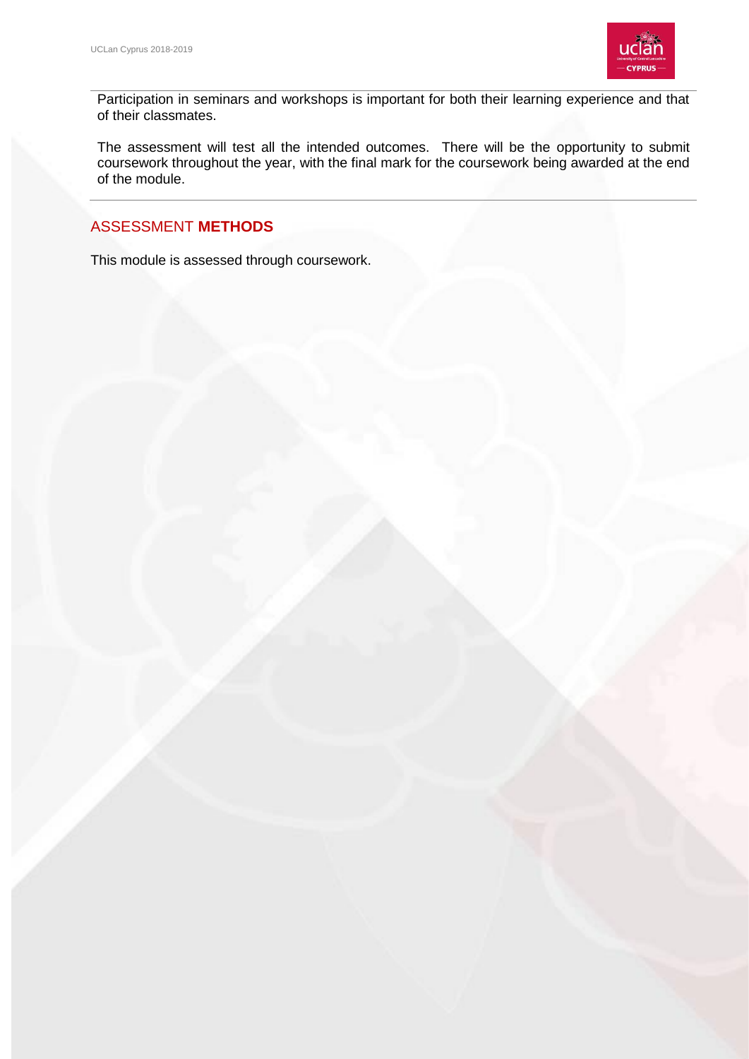Participation in seminars and workshops is important for both their learning experience and that of their classmates.

The assessment will test all the intended outcomes. There will be the opportunity to submit coursework throughout the year, with the final mark for the coursework being awarded at the end of the module.

## ASSESSMENT **METHODS**

This module is assessed through coursework.